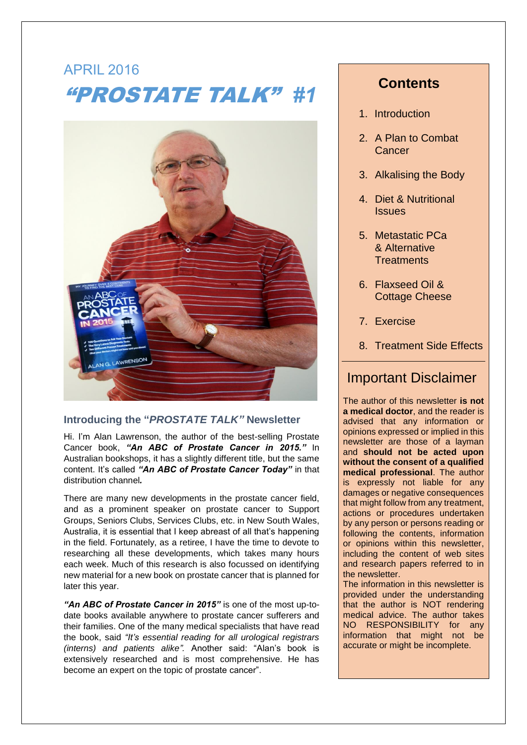APRIL 2016

# *"PROSTATE TALK"* #1

## Introducing the "*PROSTATE TALK*" Newsletter

Hi. I'm Alan Lawrenson, the author of the best-selling Prostate Cancer book, ***"An ABC of Prostate Cancer in 2015."*** In Australian bookshops, it has a slightly different title, but the same content. It's called ***"An ABC of Prostate Cancer Today"*** in that distribution channel***.***

There are many new developments in the prostate cancer field, and as a prominent speaker on prostate cancer to Support Groups, Seniors Clubs, Services Clubs, etc. in New South Wales, Australia, it is essential that I keep abreast of all that's happening in the field. Fortunately, as a retiree, I have the time to devote to researching all these developments, which takes many hours each week. Much of this research is also focussed on identifying new material for a new book on prostate cancer that is planned for later this year.

***"An ABC of Prostate Cancer in 2015"*** is one of the most up-to-date books available anywhere to prostate cancer sufferers and their families. One of the many medical specialists that have read the book, said *"It's essential reading for all urological registrars (interns) and patients alike".* Another said: "Alan's book is extensively researched and is most comprehensive. He has become an expert on the topic of prostate cancer".

## Contents

1. Introduction
2. A Plan to Combat Cancer
3. Alkalising the Body
4. Diet & Nutritional Issues
5. Metastatic PCa & Alternative Treatments
6. Flaxseed Oil & Cottage Cheese
7. Exercise
8. Treatment Side Effects

## Important Disclaimer

The author of this newsletter **is not a medical doctor**, and the reader is advised that any information or opinions expressed or implied in this newsletter are those of a layman and **should not be acted upon without the consent of a qualified medical professional**. The author is expressly not liable for any damages or negative consequences that might follow from any treatment, actions or procedures undertaken by any person or persons reading or following the contents, information or opinions within this newsletter, including the content of web sites and research papers referred to in the newsletter.

The information in this newsletter is provided under the understanding that the author is NOT rendering medical advice. The author takes NO RESPONSIBILITY for any information that might not be accurate or might be incomplete.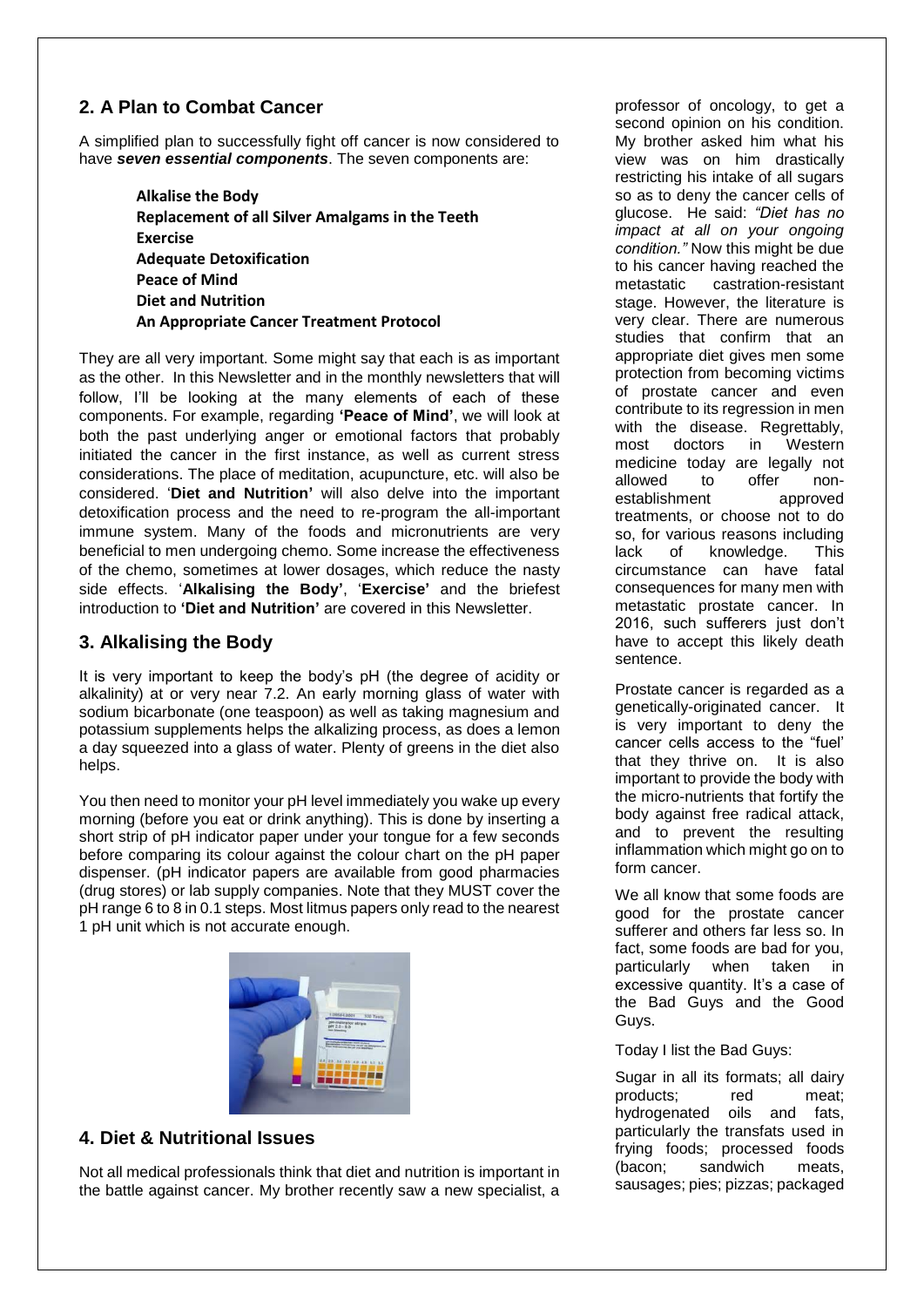## 2. A Plan to Combat Cancer

A simplified plan to successfully fight off cancer is now considered to have ***seven essential components***. The seven components are:

**Alkalise the Body**
**Replacement of all Silver Amalgams in the Teeth**
**Exercise**
**Adequate Detoxification**
**Peace of Mind**
**Diet and Nutrition**
**An Appropriate Cancer Treatment Protocol**

They are all very important. Some might say that each is as important as the other. In this Newsletter and in the monthly newsletters that will follow, I'll be looking at the many elements of each of these components. For example, regarding **'Peace of Mind'**, we will look at both the past underlying anger or emotional factors that probably initiated the cancer in the first instance, as well as current stress considerations. The place of meditation, acupuncture, etc. will also be considered. '**Diet and Nutrition'** will also delve into the important detoxification process and the need to re-program the all-important immune system. Many of the foods and micronutrients are very beneficial to men undergoing chemo. Some increase the effectiveness of the chemo, sometimes at lower dosages, which reduce the nasty side effects. '**Alkalising the Body**', '**Exercise'** and the briefest introduction to **'Diet and Nutrition'** are covered in this Newsletter.

## 3. Alkalising the Body

It is very important to keep the body's pH (the degree of acidity or alkalinity) at or very near 7.2. An early morning glass of water with sodium bicarbonate (one teaspoon) as well as taking magnesium and potassium supplements helps the alkalizing process, as does a lemon a day squeezed into a glass of water. Plenty of greens in the diet also helps.

You then need to monitor your pH level immediately you wake up every morning (before you eat or drink anything). This is done by inserting a short strip of pH indicator paper under your tongue for a few seconds before comparing its colour against the colour chart on the pH paper dispenser. (pH indicator papers are available from good pharmacies (drug stores) or lab supply companies. Note that they MUST cover the pH range 6 to 8 in 0.1 steps. Most litmus papers only read to the nearest 1 pH unit which is not accurate enough.

## 4. Diet & Nutritional Issues

Not all medical professionals think that diet and nutrition is important in the battle against cancer. My brother recently saw a new specialist, a professor of oncology, to get a second opinion on his condition. My brother asked him what his view was on him drastically restricting his intake of all sugars so as to deny the cancer cells of glucose. He said: *"Diet has no impact at all on your ongoing condition."* Now this might be due to his cancer having reached the metastatic castration-resistant stage. However, the literature is very clear. There are numerous studies that confirm that an appropriate diet gives men some protection from becoming victims of prostate cancer and even contribute to its regression in men with the disease. Regrettably, most doctors in Western medicine today are legally not allowed to offer non-establishment approved treatments, or choose not to do so, for various reasons including lack of knowledge. This circumstance can have fatal consequences for many men with metastatic prostate cancer. In 2016, such sufferers just don't have to accept this likely death sentence.

Prostate cancer is regarded as a genetically-originated cancer. It is very important to deny the cancer cells access to the "fuel' that they thrive on. It is also important to provide the body with the micro-nutrients that fortify the body against free radical attack, and to prevent the resulting inflammation which might go on to form cancer.

We all know that some foods are good for the prostate cancer sufferer and others far less so. In fact, some foods are bad for you, particularly when taken in excessive quantity. It's a case of the Bad Guys and the Good Guys.

Today I list the Bad Guys:

Sugar in all its formats; all dairy products; red meat; hydrogenated oils and fats, particularly the transfats used in frying foods; processed foods (bacon; sandwich meats, sausages; pies; pizzas; packaged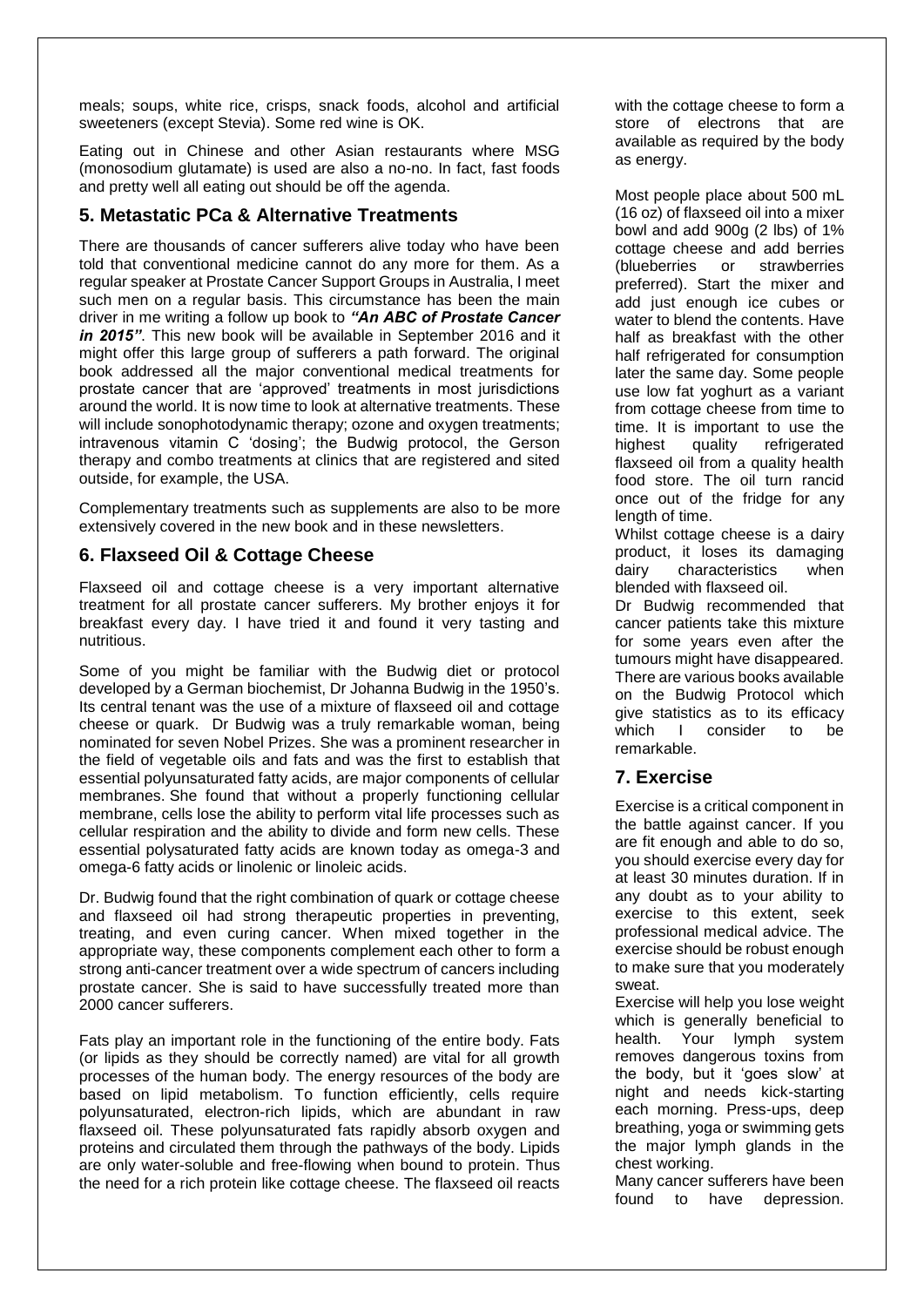meals; soups, white rice, crisps, snack foods, alcohol and artificial sweeteners (except Stevia). Some red wine is OK.

Eating out in Chinese and other Asian restaurants where MSG (monosodium glutamate) is used are also a no-no. In fact, fast foods and pretty well all eating out should be off the agenda.

## 5. Metastatic PCa & Alternative Treatments

There are thousands of cancer sufferers alive today who have been told that conventional medicine cannot do any more for them. As a regular speaker at Prostate Cancer Support Groups in Australia, I meet such men on a regular basis. This circumstance has been the main driver in me writing a follow up book to ***"An ABC of Prostate Cancer in 2015"***. This new book will be available in September 2016 and it might offer this large group of sufferers a path forward. The original book addressed all the major conventional medical treatments for prostate cancer that are 'approved' treatments in most jurisdictions around the world. It is now time to look at alternative treatments. These will include sonophotodynamic therapy; ozone and oxygen treatments; intravenous vitamin C 'dosing'; the Budwig protocol, the Gerson therapy and combo treatments at clinics that are registered and sited outside, for example, the USA.

Complementary treatments such as supplements are also to be more extensively covered in the new book and in these newsletters.

## 6. Flaxseed Oil & Cottage Cheese

Flaxseed oil and cottage cheese is a very important alternative treatment for all prostate cancer sufferers. My brother enjoys it for breakfast every day. I have tried it and found it very tasting and nutritious.

Some of you might be familiar with the Budwig diet or protocol developed by a German biochemist, Dr Johanna Budwig in the 1950's. Its central tenant was the use of a mixture of flaxseed oil and cottage cheese or quark. Dr Budwig was a truly remarkable woman, being nominated for seven Nobel Prizes. She was a prominent researcher in the field of vegetable oils and fats and was the first to establish that essential polyunsaturated fatty acids, are major components of cellular membranes. She found that without a properly functioning cellular membrane, cells lose the ability to perform vital life processes such as cellular respiration and the ability to divide and form new cells. These essential polysaturated fatty acids are known today as omega-3 and omega-6 fatty acids or linolenic or linoleic acids.

Dr. Budwig found that the right combination of quark or cottage cheese and flaxseed oil had strong therapeutic properties in preventing, treating, and even curing cancer. When mixed together in the appropriate way, these components complement each other to form a strong anti-cancer treatment over a wide spectrum of cancers including prostate cancer. She is said to have successfully treated more than 2000 cancer sufferers.

Fats play an important role in the functioning of the entire body. Fats (or lipids as they should be correctly named) are vital for all growth processes of the human body. The energy resources of the body are based on lipid metabolism. To function efficiently, cells require polyunsaturated, electron-rich lipids, which are abundant in raw flaxseed oil. These polyunsaturated fats rapidly absorb oxygen and proteins and circulated them through the pathways of the body. Lipids are only water-soluble and free-flowing when bound to protein. Thus the need for a rich protein like cottage cheese. The flaxseed oil reacts with the cottage cheese to form a store of electrons that are available as required by the body as energy.

Most people place about 500 mL (16 oz) of flaxseed oil into a mixer bowl and add 900g (2 lbs) of 1% cottage cheese and add berries (blueberries or strawberries preferred). Start the mixer and add just enough ice cubes or water to blend the contents. Have half as breakfast with the other half refrigerated for consumption later the same day. Some people use low fat yoghurt as a variant from cottage cheese from time to time. It is important to use the highest quality refrigerated flaxseed oil from a quality health food store. The oil turn rancid once out of the fridge for any length of time.

Whilst cottage cheese is a dairy product, it loses its damaging dairy characteristics when blended with flaxseed oil.

Dr Budwig recommended that cancer patients take this mixture for some years even after the tumours might have disappeared. There are various books available on the Budwig Protocol which give statistics as to its efficacy which I consider to be remarkable.

## 7. Exercise

Exercise is a critical component in the battle against cancer. If you are fit enough and able to do so, you should exercise every day for at least 30 minutes duration. If in any doubt as to your ability to exercise to this extent, seek professional medical advice. The exercise should be robust enough to make sure that you moderately sweat.

Exercise will help you lose weight which is generally beneficial to health. Your lymph system removes dangerous toxins from the body, but it 'goes slow' at night and needs kick-starting each morning. Press-ups, deep breathing, yoga or swimming gets the major lymph glands in the chest working.

Many cancer sufferers have been found to have depression.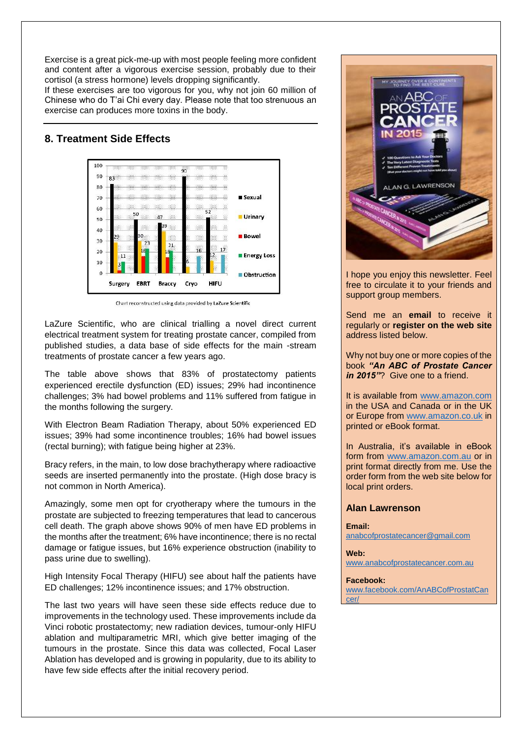Exercise is a great pick-me-up with most people feeling more confident and content after a vigorous exercise session, probably due to their cortisol (a stress hormone) levels dropping significantly.
If these exercises are too vigorous for you, why not join 60 million of Chinese who do T'ai Chi every day. Please note that too strenuous an exercise can produces more toxins in the body.

## 8. Treatment Side Effects

100
90
80
70
60
50
40
30
20
10
0

83 29 3 11
50 30 16 23
47 39 15 21
90 6 16
52 12 17

Surgery EBRT Bracсy Cryo HIFU

Sexual
Urinary
Bowel
Energy Loss
Obstruction

Chart reconstructed using data provided by LaZure Scientific

LaZure Scientific, who are clinical trialling a novel direct current electrical treatment system for treating prostate cancer, compiled from published studies, a data base of side effects for the main -stream treatments of prostate cancer a few years ago.

The table above shows that 83% of prostatectomy patients experienced erectile dysfunction (ED) issues; 29% had incontinence challenges; 3% had bowel problems and 11% suffered from fatigue in the months following the surgery.

With Electron Beam Radiation Therapy, about 50% experienced ED issues; 39% had some incontinence troubles; 16% had bowel issues (rectal burning); with fatigue being higher at 23%.

Bracy refers, in the main, to low dose brachytherapy where radioactive seeds are inserted permanently into the prostate. (High dose bracy is not common in North America).

Amazingly, some men opt for cryotherapy where the tumours in the prostate are subjected to freezing temperatures that lead to cancerous cell death. The graph above shows 90% of men have ED problems in the months after the treatment; 6% have incontinence; there is no rectal damage or fatigue issues, but 16% experience obstruction (inability to pass urine due to swelling).

High Intensity Focal Therapy (HIFU) see about half the patients have ED challenges; 12% incontinence issues; and 17% obstruction.

The last two years will have seen these side effects reduce due to improvements in the technology used. These improvements include da Vinci robotic prostatectomy; new radiation devices, tumour-only HIFU ablation and multiparametric MRI, which give better imaging of the tumours in the prostate. Since this data was collected, Focal Laser Ablation has developed and is growing in popularity, due to its ability to have few side effects after the initial recovery period.

I hope you enjoy this newsletter. Feel free to circulate it to your friends and support group members.

Send me an **email** to receive it regularly or **register on the web site** address listed below.

Why not buy one or more copies of the book ***"An ABC of Prostate Cancer in 2015"***? Give one to a friend.

It is available from www.amazon.com in the USA and Canada or in the UK or Europe from www.amazon.co.uk in printed or eBook format.

In Australia, it's available in eBook form from www.amazon.com.au or in print format directly from me. Use the order form from the web site below for local print orders.

### Alan Lawrenson

**Email:**
anabcofprostatecancer@gmail.com

**Web:**
www.anabcofprostatecancer.com.au

**Facebook:**
www.facebook.com/AnABCofProstatCancer/